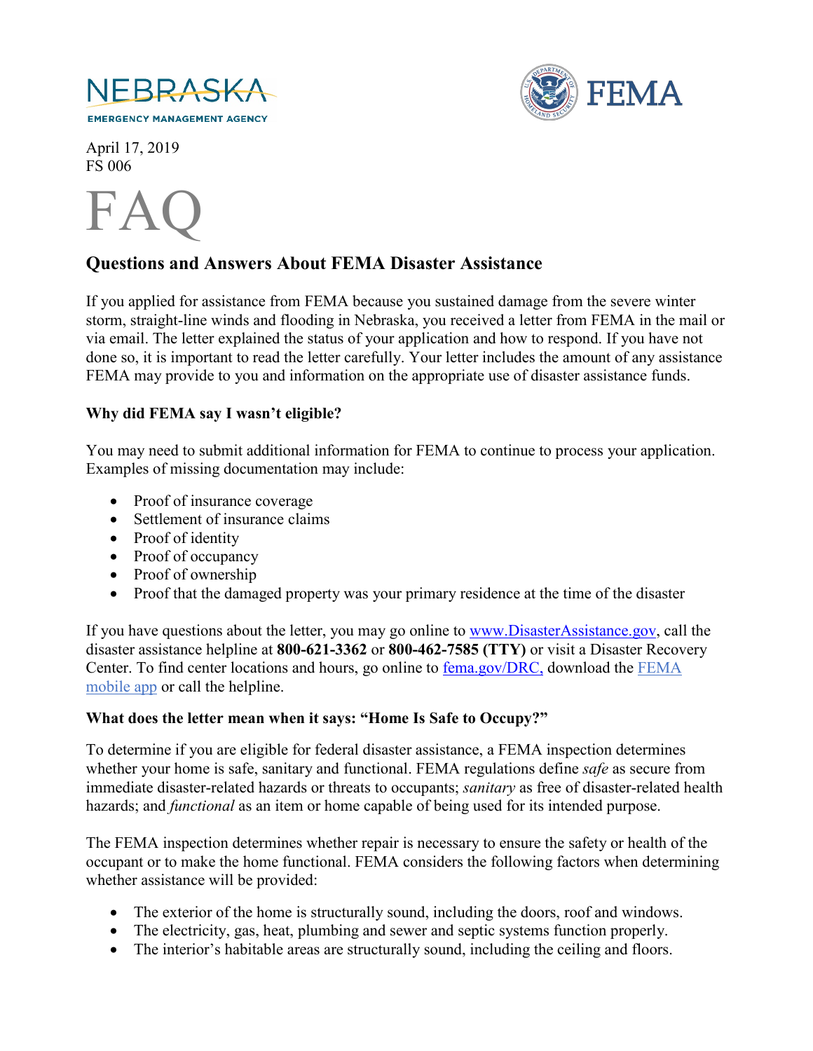NEBRASKA
EMERGENCY MANAGEMENT AGENCY

FEMA

April 17, 2019
FS 006

# FAQ

## Questions and Answers About FEMA Disaster Assistance

If you applied for assistance from FEMA because you sustained damage from the severe winter storm, straight-line winds and flooding in Nebraska, you received a letter from FEMA in the mail or via email. The letter explained the status of your application and how to respond. If you have not done so, it is important to read the letter carefully. Your letter includes the amount of any assistance FEMA may provide to you and information on the appropriate use of disaster assistance funds.

### Why did FEMA say I wasn't eligible?

You may need to submit additional information for FEMA to continue to process your application. Examples of missing documentation may include:

- Proof of insurance coverage
- Settlement of insurance claims
- Proof of identity
- Proof of occupancy
- Proof of ownership
- Proof that the damaged property was your primary residence at the time of the disaster

If you have questions about the letter, you may go online to [www.DisasterAssistance.gov](http://www.DisasterAssistance.gov), call the disaster assistance helpline at **800-621-3362** or **800-462-7585 (TTY)** or visit a Disaster Recovery Center. To find center locations and hours, go online to [fema.gov/DRC,](http://fema.gov/DRC) download the [FEMA mobile app](#) or call the helpline.

### What does the letter mean when it says: "Home Is Safe to Occupy?"

To determine if you are eligible for federal disaster assistance, a FEMA inspection determines whether your home is safe, sanitary and functional. FEMA regulations define *safe* as secure from immediate disaster-related hazards or threats to occupants; *sanitary* as free of disaster-related health hazards; and *functional* as an item or home capable of being used for its intended purpose.

The FEMA inspection determines whether repair is necessary to ensure the safety or health of the occupant or to make the home functional. FEMA considers the following factors when determining whether assistance will be provided:

- The exterior of the home is structurally sound, including the doors, roof and windows.
- The electricity, gas, heat, plumbing and sewer and septic systems function properly.
- The interior's habitable areas are structurally sound, including the ceiling and floors.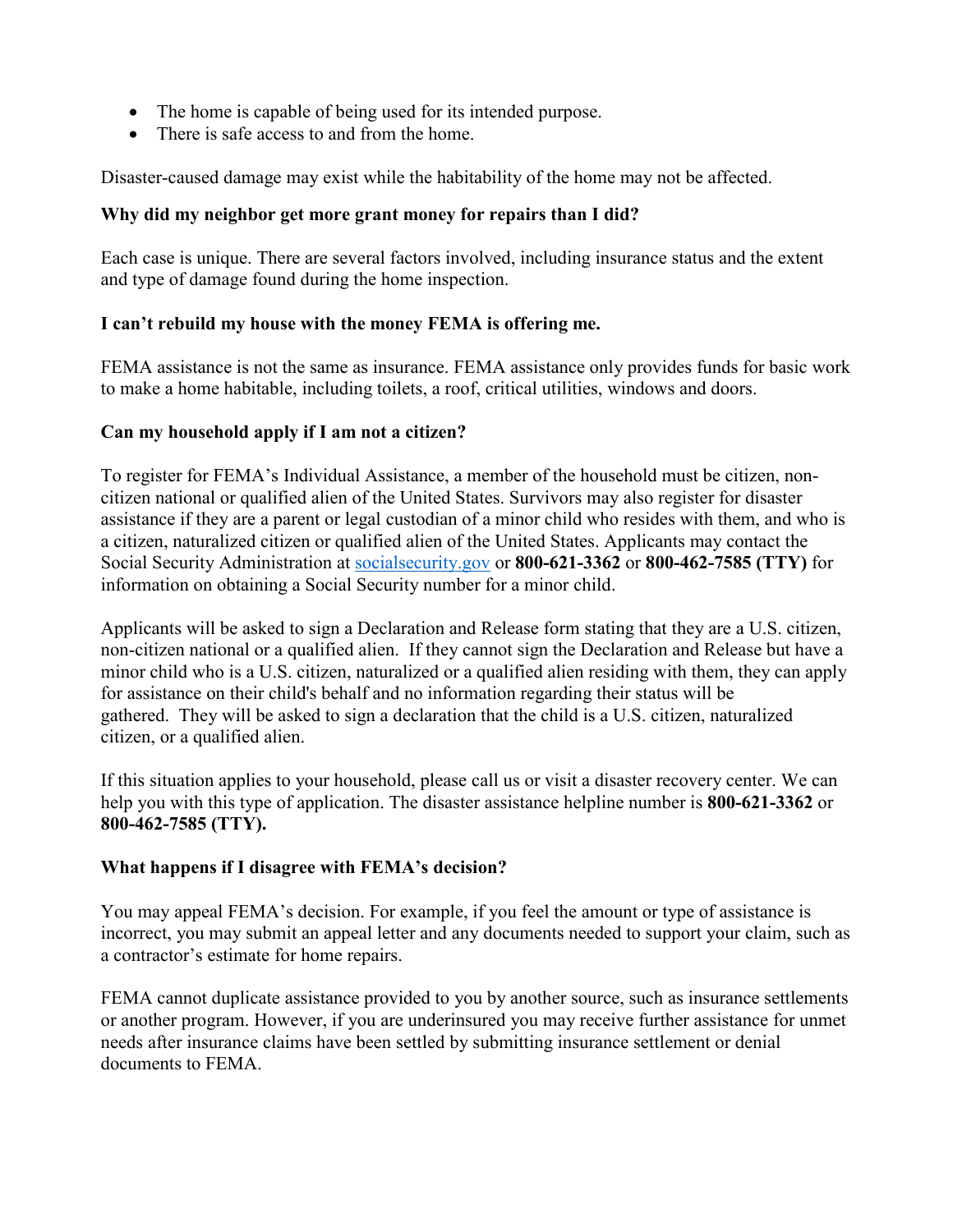- The home is capable of being used for its intended purpose.
- There is safe access to and from the home.

Disaster-caused damage may exist while the habitability of the home may not be affected.

**Why did my neighbor get more grant money for repairs than I did?**

Each case is unique. There are several factors involved, including insurance status and the extent and type of damage found during the home inspection.

**I can't rebuild my house with the money FEMA is offering me.**

FEMA assistance is not the same as insurance. FEMA assistance only provides funds for basic work to make a home habitable, including toilets, a roof, critical utilities, windows and doors.

**Can my household apply if I am not a citizen?**

To register for FEMA's Individual Assistance, a member of the household must be citizen, non-citizen national or qualified alien of the United States. Survivors may also register for disaster assistance if they are a parent or legal custodian of a minor child who resides with them, and who is a citizen, naturalized citizen or qualified alien of the United States. Applicants may contact the Social Security Administration at [socialsecurity.gov](socialsecurity.gov) or **800-621-3362** or **800-462-7585 (TTY)** for information on obtaining a Social Security number for a minor child.

Applicants will be asked to sign a Declaration and Release form stating that they are a U.S. citizen, non-citizen national or a qualified alien. If they cannot sign the Declaration and Release but have a minor child who is a U.S. citizen, naturalized or a qualified alien residing with them, they can apply for assistance on their child's behalf and no information regarding their status will be gathered. They will be asked to sign a declaration that the child is a U.S. citizen, naturalized citizen, or a qualified alien.

If this situation applies to your household, please call us or visit a disaster recovery center. We can help you with this type of application. The disaster assistance helpline number is **800-621-3362** or **800-462-7585 (TTY).**

**What happens if I disagree with FEMA's decision?**

You may appeal FEMA's decision. For example, if you feel the amount or type of assistance is incorrect, you may submit an appeal letter and any documents needed to support your claim, such as a contractor's estimate for home repairs.

FEMA cannot duplicate assistance provided to you by another source, such as insurance settlements or another program. However, if you are underinsured you may receive further assistance for unmet needs after insurance claims have been settled by submitting insurance settlement or denial documents to FEMA.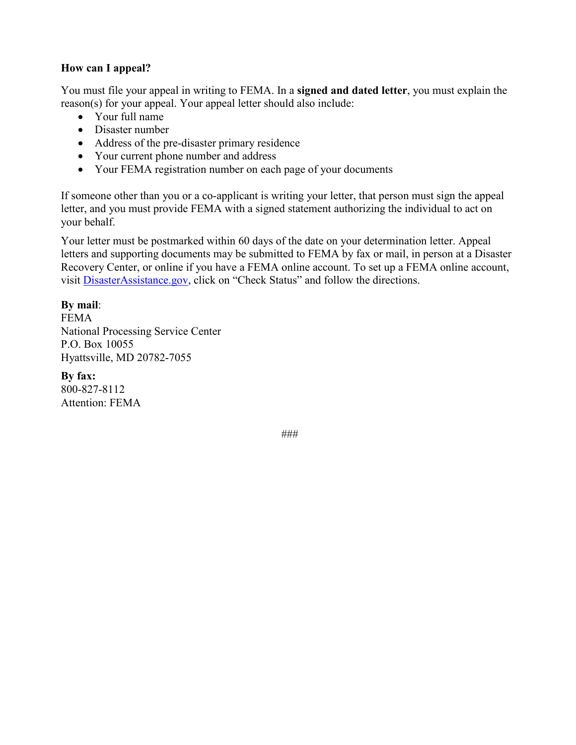**How can I appeal?**

You must file your appeal in writing to FEMA. In a **signed and dated letter**, you must explain the reason(s) for your appeal. Your appeal letter should also include:

- Your full name
- Disaster number
- Address of the pre-disaster primary residence
- Your current phone number and address
- Your FEMA registration number on each page of your documents

If someone other than you or a co-applicant is writing your letter, that person must sign the appeal letter, and you must provide FEMA with a signed statement authorizing the individual to act on your behalf.

Your letter must be postmarked within 60 days of the date on your determination letter. Appeal letters and supporting documents may be submitted to FEMA by fax or mail, in person at a Disaster Recovery Center, or online if you have a FEMA online account. To set up a FEMA online account, visit DisasterAssistance.gov, click on "Check Status" and follow the directions.

**By mail**:
FEMA
National Processing Service Center
P.O. Box 10055
Hyattsville, MD 20782-7055

**By fax:**
800-827-8112
Attention: FEMA

###